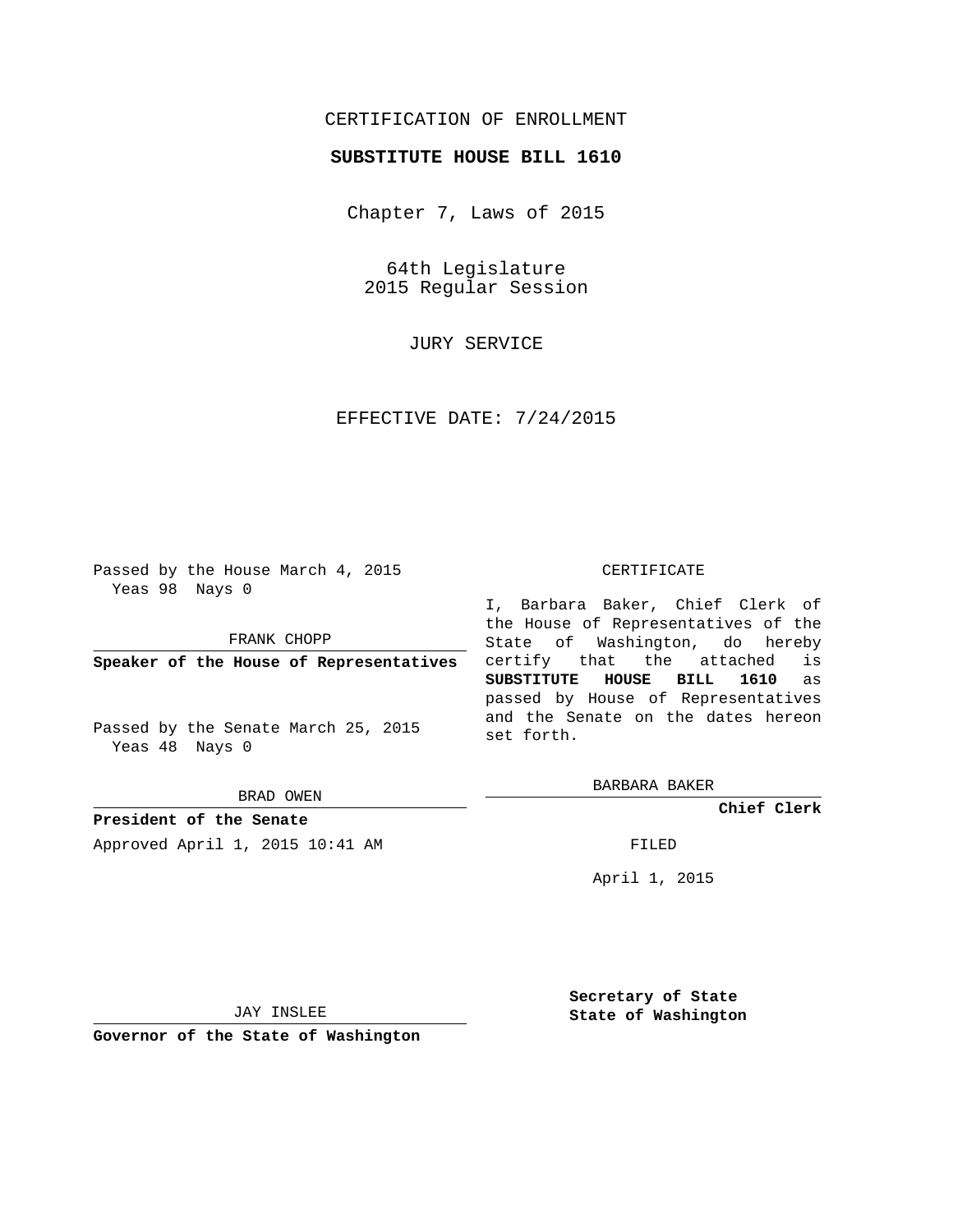CERTIFICATION OF ENROLLMENT

**SUBSTITUTE HOUSE BILL 1610**

Chapter 7, Laws of 2015

64th Legislature
2015 Regular Session

JURY SERVICE

EFFECTIVE DATE: 7/24/2015

Passed by the House March 4, 2015
Yeas 98 Nays 0

FRANK CHOPP

**Speaker of the House of Representatives**

Passed by the Senate March 25, 2015
Yeas 48 Nays 0

BRAD OWEN

**President of the Senate**

Approved April 1, 2015 10:41 AM

JAY INSLEE

**Governor of the State of Washington**

CERTIFICATE

I, Barbara Baker, Chief Clerk of the House of Representatives of the State of Washington, do hereby certify that the attached is **SUBSTITUTE HOUSE BILL 1610** as passed by House of Representatives and the Senate on the dates hereon set forth.

BARBARA BAKER

**Chief Clerk**

FILED

April 1, 2015

**Secretary of State**
**State of Washington**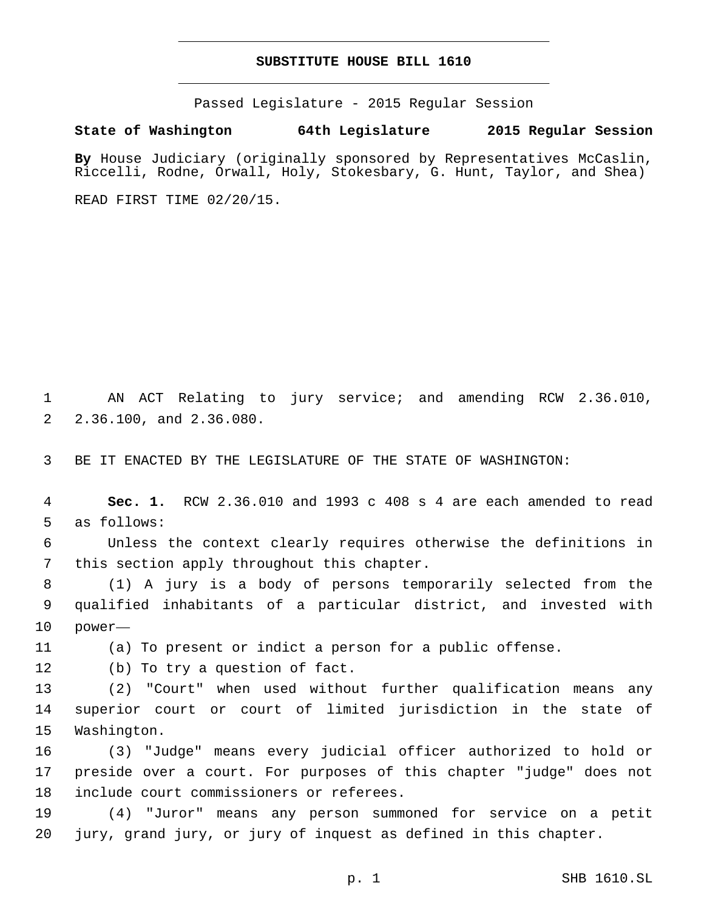# SUBSTITUTE HOUSE BILL 1610

Passed Legislature - 2015 Regular Session

**State of Washington 64th Legislature 2015 Regular Session**

**By** House Judiciary (originally sponsored by Representatives McCaslin, Riccelli, Rodne, Orwall, Holy, Stokesbary, G. Hunt, Taylor, and Shea)

READ FIRST TIME 02/20/15.

AN ACT Relating to jury service; and amending RCW 2.36.010, 2.36.100, and 2.36.080.

BE IT ENACTED BY THE LEGISLATURE OF THE STATE OF WASHINGTON:

**Sec. 1.** RCW 2.36.010 and 1993 c 408 s 4 are each amended to read as follows:

Unless the context clearly requires otherwise the definitions in this section apply throughout this chapter.

(1) A jury is a body of persons temporarily selected from the qualified inhabitants of a particular district, and invested with power—

(a) To present or indict a person for a public offense.

(b) To try a question of fact.

(2) "Court" when used without further qualification means any superior court or court of limited jurisdiction in the state of Washington.

(3) "Judge" means every judicial officer authorized to hold or preside over a court. For purposes of this chapter "judge" does not include court commissioners or referees.

(4) "Juror" means any person summoned for service on a petit jury, grand jury, or jury of inquest as defined in this chapter.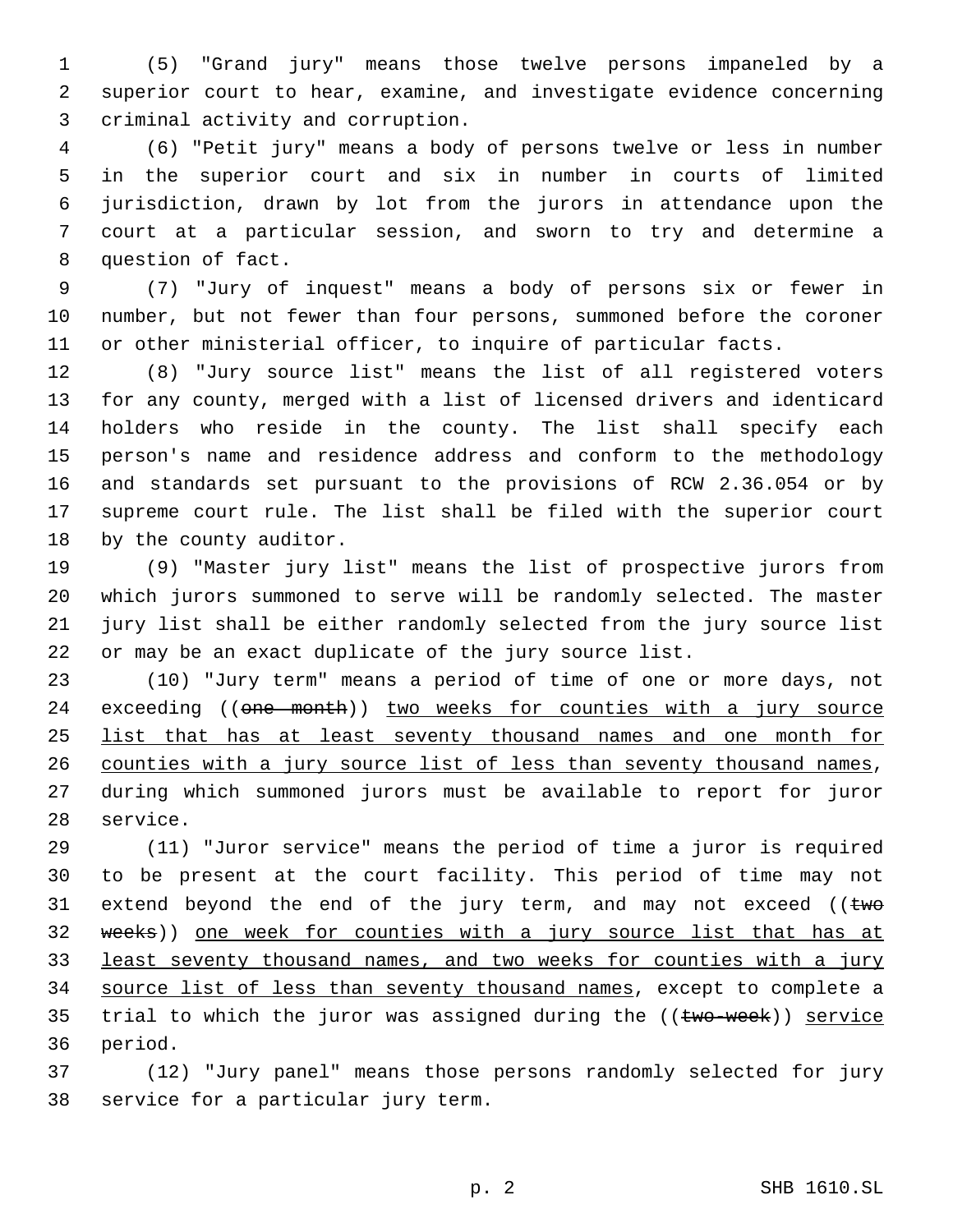(5) "Grand jury" means those twelve persons impaneled by a superior court to hear, examine, and investigate evidence concerning criminal activity and corruption.

(6) "Petit jury" means a body of persons twelve or less in number in the superior court and six in number in courts of limited jurisdiction, drawn by lot from the jurors in attendance upon the court at a particular session, and sworn to try and determine a question of fact.

(7) "Jury of inquest" means a body of persons six or fewer in number, but not fewer than four persons, summoned before the coroner or other ministerial officer, to inquire of particular facts.

(8) "Jury source list" means the list of all registered voters for any county, merged with a list of licensed drivers and identicard holders who reside in the county. The list shall specify each person's name and residence address and conform to the methodology and standards set pursuant to the provisions of RCW 2.36.054 or by supreme court rule. The list shall be filed with the superior court by the county auditor.

(9) "Master jury list" means the list of prospective jurors from which jurors summoned to serve will be randomly selected. The master jury list shall be either randomly selected from the jury source list or may be an exact duplicate of the jury source list.

(10) "Jury term" means a period of time of one or more days, not exceeding ((~~one month~~)) <u>two weeks for counties with a jury source list that has at least seventy thousand names and one month for counties with a jury source list of less than seventy thousand names</u>, during which summoned jurors must be available to report for juror service.

(11) "Juror service" means the period of time a juror is required to be present at the court facility. This period of time may not extend beyond the end of the jury term, and may not exceed ((~~two weeks~~)) <u>one week for counties with a jury source list that has at least seventy thousand names, and two weeks for counties with a jury source list of less than seventy thousand names</u>, except to complete a trial to which the juror was assigned during the ((~~two-week~~)) <u>service</u> period.

(12) "Jury panel" means those persons randomly selected for jury service for a particular jury term.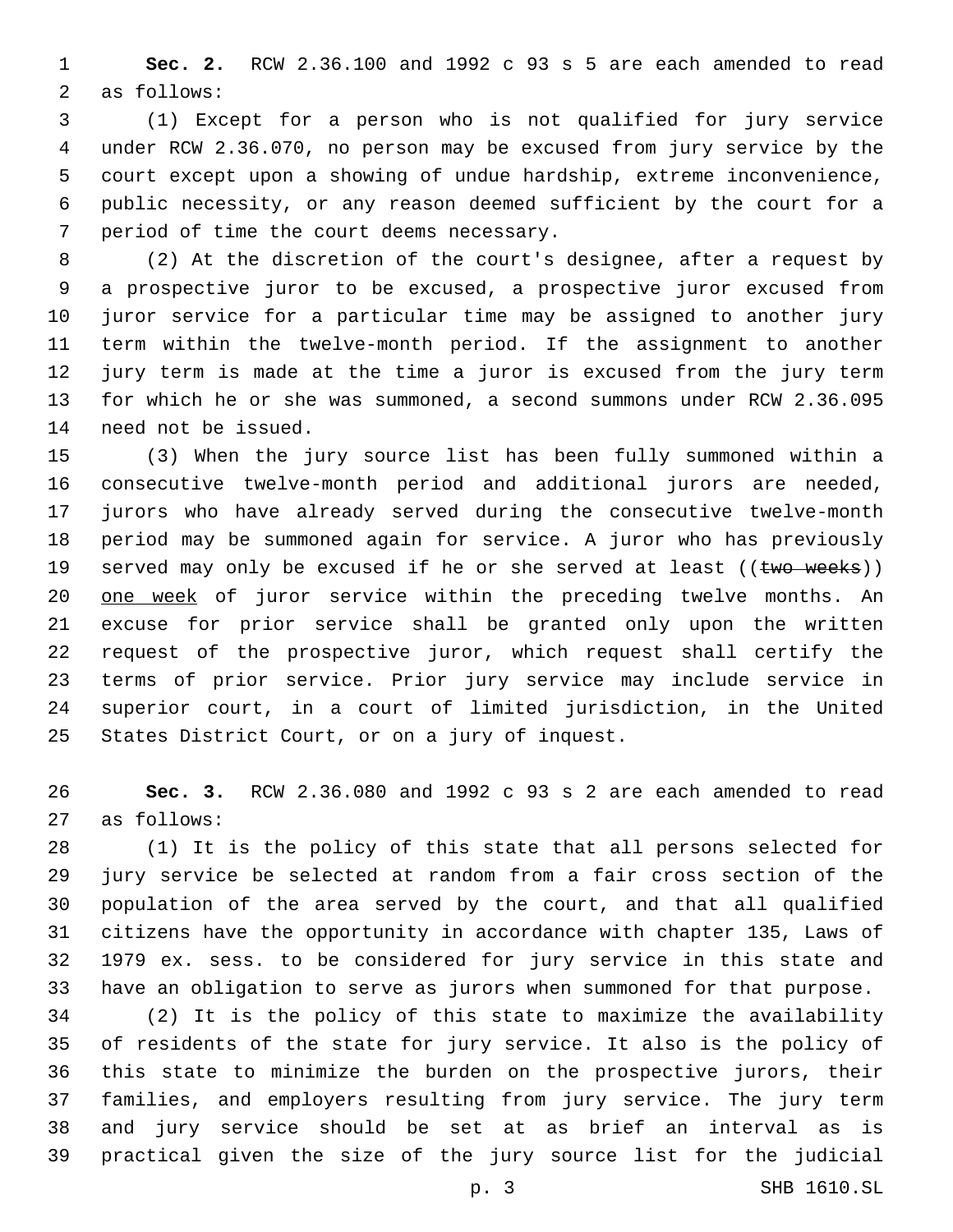**Sec. 2.** RCW 2.36.100 and 1992 c 93 s 5 are each amended to read as follows:

(1) Except for a person who is not qualified for jury service under RCW 2.36.070, no person may be excused from jury service by the court except upon a showing of undue hardship, extreme inconvenience, public necessity, or any reason deemed sufficient by the court for a period of time the court deems necessary.

(2) At the discretion of the court's designee, after a request by a prospective juror to be excused, a prospective juror excused from juror service for a particular time may be assigned to another jury term within the twelve-month period. If the assignment to another jury term is made at the time a juror is excused from the jury term for which he or she was summoned, a second summons under RCW 2.36.095 need not be issued.

(3) When the jury source list has been fully summoned within a consecutive twelve-month period and additional jurors are needed, jurors who have already served during the consecutive twelve-month period may be summoned again for service. A juror who has previously served may only be excused if he or she served at least ((~~two weeks~~)) <u>one week</u> of juror service within the preceding twelve months. An excuse for prior service shall be granted only upon the written request of the prospective juror, which request shall certify the terms of prior service. Prior jury service may include service in superior court, in a court of limited jurisdiction, in the United States District Court, or on a jury of inquest.

**Sec. 3.** RCW 2.36.080 and 1992 c 93 s 2 are each amended to read as follows:

(1) It is the policy of this state that all persons selected for jury service be selected at random from a fair cross section of the population of the area served by the court, and that all qualified citizens have the opportunity in accordance with chapter 135, Laws of 1979 ex. sess. to be considered for jury service in this state and have an obligation to serve as jurors when summoned for that purpose.

(2) It is the policy of this state to maximize the availability of residents of the state for jury service. It also is the policy of this state to minimize the burden on the prospective jurors, their families, and employers resulting from jury service. The jury term and jury service should be set at as brief an interval as is practical given the size of the jury source list for the judicial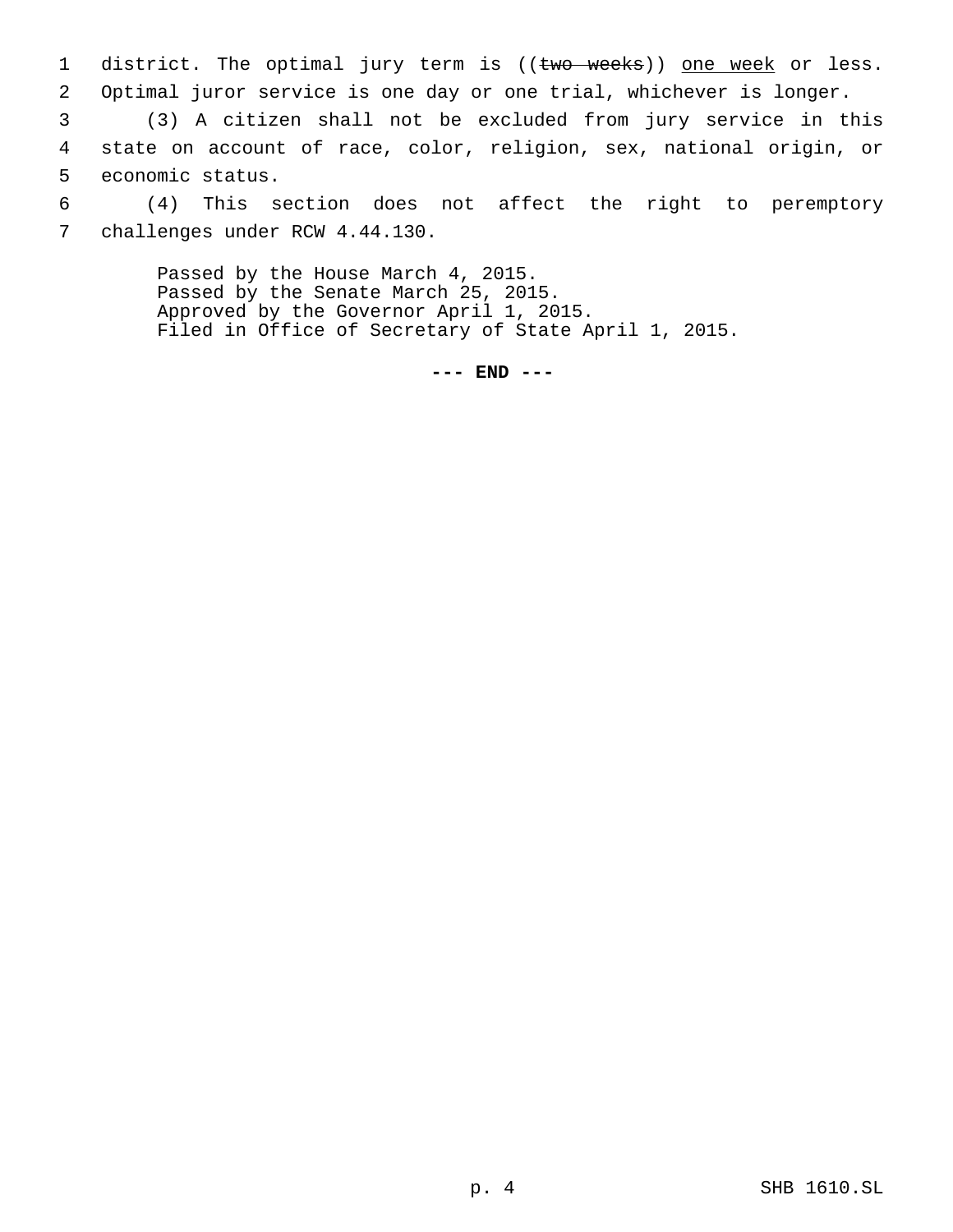district. The optimal jury term is ((~~two weeks~~)) <u>one week</u> or less. Optimal juror service is one day or one trial, whichever is longer.

(3) A citizen shall not be excluded from jury service in this state on account of race, color, religion, sex, national origin, or economic status.

(4) This section does not affect the right to peremptory challenges under RCW 4.44.130.

Passed by the House March 4, 2015.
Passed by the Senate March 25, 2015.
Approved by the Governor April 1, 2015.
Filed in Office of Secretary of State April 1, 2015.

**--- END ---**